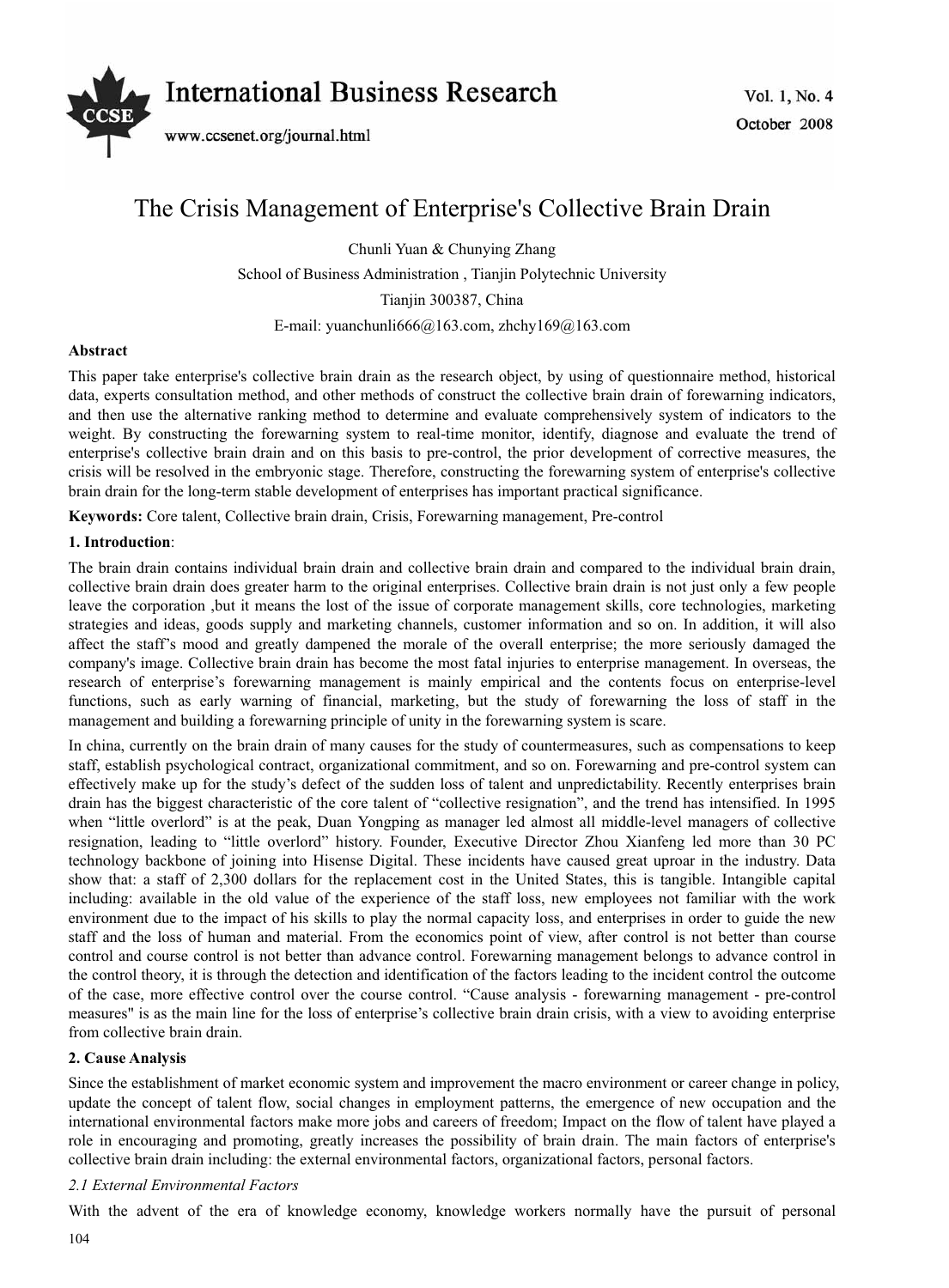# The Crisis Management of Enterprise's Collective Brain Drain

Chunli Yuan & Chunying Zhang

School of Business Administration , Tianjin Polytechnic University

Tianjin 300387, China

E-mail: yuanchunli666@163.com, zhchy169@163.com

**Abstract**

This paper take enterprise's collective brain drain as the research object, by using of questionnaire method, historical data, experts consultation method, and other methods of construct the collective brain drain of forewarning indicators, and then use the alternative ranking method to determine and evaluate comprehensively system of indicators to the weight. By constructing the forewarning system to real-time monitor, identify, diagnose and evaluate the trend of enterprise's collective brain drain and on this basis to pre-control, the prior development of corrective measures, the crisis will be resolved in the embryonic stage. Therefore, constructing the forewarning system of enterprise's collective brain drain for the long-term stable development of enterprises has important practical significance.

**Keywords:** Core talent, Collective brain drain, Crisis, Forewarning management, Pre-control

## 1. Introduction:

The brain drain contains individual brain drain and collective brain drain and compared to the individual brain drain, collective brain drain does greater harm to the original enterprises. Collective brain drain is not just only a few people leave the corporation ,but it means the lost of the issue of corporate management skills, core technologies, marketing strategies and ideas, goods supply and marketing channels, customer information and so on. In addition, it will also affect the staff's mood and greatly dampened the morale of the overall enterprise; the more seriously damaged the company's image. Collective brain drain has become the most fatal injuries to enterprise management. In overseas, the research of enterprise's forewarning management is mainly empirical and the contents focus on enterprise-level functions, such as early warning of financial, marketing, but the study of forewarning the loss of staff in the management and building a forewarning principle of unity in the forewarning system is scare.

In china, currently on the brain drain of many causes for the study of countermeasures, such as compensations to keep staff, establish psychological contract, organizational commitment, and so on. Forewarning and pre-control system can effectively make up for the study's defect of the sudden loss of talent and unpredictability. Recently enterprises brain drain has the biggest characteristic of the core talent of "collective resignation", and the trend has intensified. In 1995 when "little overlord" is at the peak, Duan Yongping as manager led almost all middle-level managers of collective resignation, leading to "little overlord" history. Founder, Executive Director Zhou Xianfeng led more than 30 PC technology backbone of joining into Hisense Digital. These incidents have caused great uproar in the industry. Data show that: a staff of 2,300 dollars for the replacement cost in the United States, this is tangible. Intangible capital including: available in the old value of the experience of the staff loss, new employees not familiar with the work environment due to the impact of his skills to play the normal capacity loss, and enterprises in order to guide the new staff and the loss of human and material. From the economics point of view, after control is not better than course control and course control is not better than advance control. Forewarning management belongs to advance control in the control theory, it is through the detection and identification of the factors leading to the incident control the outcome of the case, more effective control over the course control. "Cause analysis - forewarning management - pre-control measures" is as the main line for the loss of enterprise's collective brain drain crisis, with a view to avoiding enterprise from collective brain drain.

## 2. Cause Analysis

Since the establishment of market economic system and improvement the macro environment or career change in policy, update the concept of talent flow, social changes in employment patterns, the emergence of new occupation and the international environmental factors make more jobs and careers of freedom; Impact on the flow of talent have played a role in encouraging and promoting, greatly increases the possibility of brain drain. The main factors of enterprise's collective brain drain including: the external environmental factors, organizational factors, personal factors.

### *2.1 External Environmental Factors*

With the advent of the era of knowledge economy, knowledge workers normally have the pursuit of personal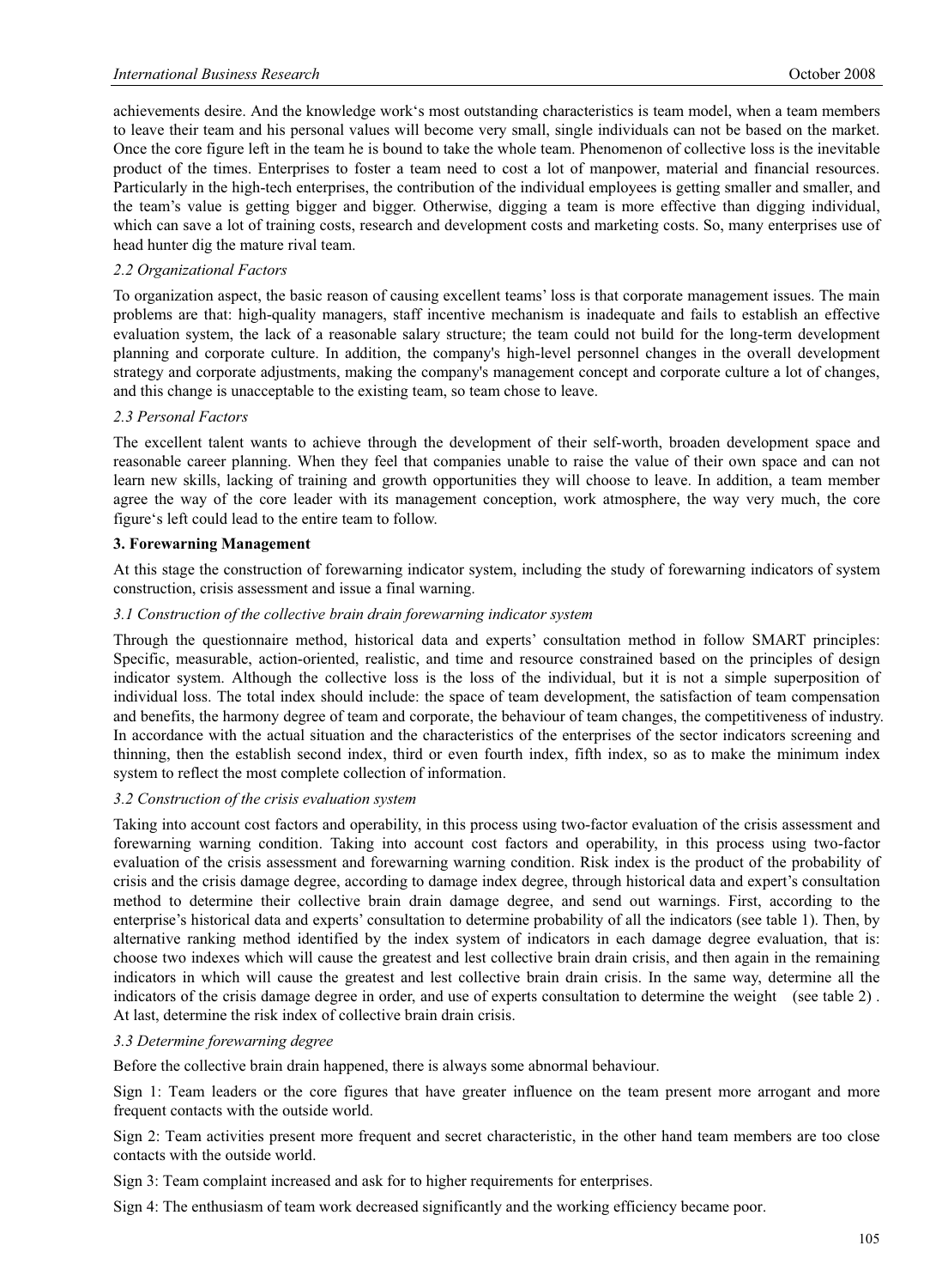achievements desire. And the knowledge work's most outstanding characteristics is team model, when a team members to leave their team and his personal values will become very small, single individuals can not be based on the market. Once the core figure left in the team he is bound to take the whole team. Phenomenon of collective loss is the inevitable product of the times. Enterprises to foster a team need to cost a lot of manpower, material and financial resources. Particularly in the high-tech enterprises, the contribution of the individual employees is getting smaller and smaller, and the team's value is getting bigger and bigger. Otherwise, digging a team is more effective than digging individual, which can save a lot of training costs, research and development costs and marketing costs. So, many enterprises use of head hunter dig the mature rival team.

*2.2 Organizational Factors*

To organization aspect, the basic reason of causing excellent teams' loss is that corporate management issues. The main problems are that: high-quality managers, staff incentive mechanism is inadequate and fails to establish an effective evaluation system, the lack of a reasonable salary structure; the team could not build for the long-term development planning and corporate culture. In addition, the company's high-level personnel changes in the overall development strategy and corporate adjustments, making the company's management concept and corporate culture a lot of changes, and this change is unacceptable to the existing team, so team chose to leave.

*2.3 Personal Factors*

The excellent talent wants to achieve through the development of their self-worth, broaden development space and reasonable career planning. When they feel that companies unable to raise the value of their own space and can not learn new skills, lacking of training and growth opportunities they will choose to leave. In addition, a team member agree the way of the core leader with its management conception, work atmosphere, the way very much, the core figure's left could lead to the entire team to follow.

## 3. Forewarning Management

At this stage the construction of forewarning indicator system, including the study of forewarning indicators of system construction, crisis assessment and issue a final warning.

*3.1 Construction of the collective brain drain forewarning indicator system*

Through the questionnaire method, historical data and experts' consultation method in follow SMART principles: Specific, measurable, action-oriented, realistic, and time and resource constrained based on the principles of design indicator system. Although the collective loss is the loss of the individual, but it is not a simple superposition of individual loss. The total index should include: the space of team development, the satisfaction of team compensation and benefits, the harmony degree of team and corporate, the behaviour of team changes, the competitiveness of industry. In accordance with the actual situation and the characteristics of the enterprises of the sector indicators screening and thinning, then the establish second index, third or even fourth index, fifth index, so as to make the minimum index system to reflect the most complete collection of information.

*3.2 Construction of the crisis evaluation system*

Taking into account cost factors and operability, in this process using two-factor evaluation of the crisis assessment and forewarning warning condition. Taking into account cost factors and operability, in this process using two-factor evaluation of the crisis assessment and forewarning warning condition. Risk index is the product of the probability of crisis and the crisis damage degree, according to damage index degree, through historical data and expert's consultation method to determine their collective brain drain damage degree, and send out warnings. First, according to the enterprise's historical data and experts' consultation to determine probability of all the indicators (see table 1). Then, by alternative ranking method identified by the index system of indicators in each damage degree evaluation, that is: choose two indexes which will cause the greatest and lest collective brain drain crisis, and then again in the remaining indicators in which will cause the greatest and lest collective brain drain crisis. In the same way, determine all the indicators of the crisis damage degree in order, and use of experts consultation to determine the weight (see table 2). At last, determine the risk index of collective brain drain crisis.

*3.3 Determine forewarning degree*

Before the collective brain drain happened, there is always some abnormal behaviour.

Sign 1: Team leaders or the core figures that have greater influence on the team present more arrogant and more frequent contacts with the outside world.

Sign 2: Team activities present more frequent and secret characteristic, in the other hand team members are too close contacts with the outside world.

Sign 3: Team complaint increased and ask for to higher requirements for enterprises.

Sign 4: The enthusiasm of team work decreased significantly and the working efficiency became poor.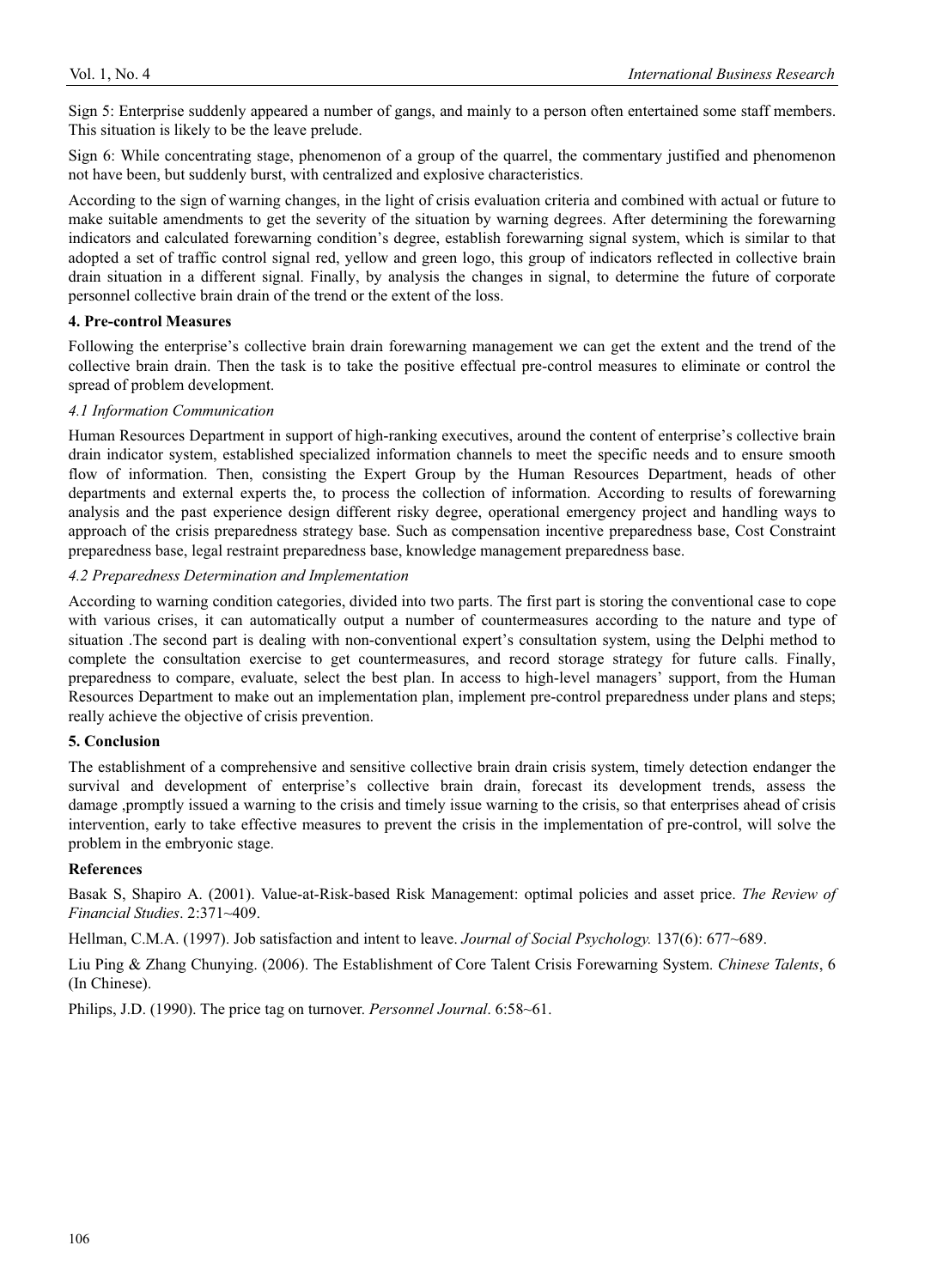Sign 5: Enterprise suddenly appeared a number of gangs, and mainly to a person often entertained some staff members. This situation is likely to be the leave prelude.

Sign 6: While concentrating stage, phenomenon of a group of the quarrel, the commentary justified and phenomenon not have been, but suddenly burst, with centralized and explosive characteristics.

According to the sign of warning changes, in the light of crisis evaluation criteria and combined with actual or future to make suitable amendments to get the severity of the situation by warning degrees. After determining the forewarning indicators and calculated forewarning condition's degree, establish forewarning signal system, which is similar to that adopted a set of traffic control signal red, yellow and green logo, this group of indicators reflected in collective brain drain situation in a different signal. Finally, by analysis the changes in signal, to determine the future of corporate personnel collective brain drain of the trend or the extent of the loss.

## 4. Pre-control Measures

Following the enterprise's collective brain drain forewarning management we can get the extent and the trend of the collective brain drain. Then the task is to take the positive effectual pre-control measures to eliminate or control the spread of problem development.

### *4.1 Information Communication*

Human Resources Department in support of high-ranking executives, around the content of enterprise's collective brain drain indicator system, established specialized information channels to meet the specific needs and to ensure smooth flow of information. Then, consisting the Expert Group by the Human Resources Department, heads of other departments and external experts the, to process the collection of information. According to results of forewarning analysis and the past experience design different risky degree, operational emergency project and handling ways to approach of the crisis preparedness strategy base. Such as compensation incentive preparedness base, Cost Constraint preparedness base, legal restraint preparedness base, knowledge management preparedness base.

### *4.2 Preparedness Determination and Implementation*

According to warning condition categories, divided into two parts. The first part is storing the conventional case to cope with various crises, it can automatically output a number of countermeasures according to the nature and type of situation .The second part is dealing with non-conventional expert's consultation system, using the Delphi method to complete the consultation exercise to get countermeasures, and record storage strategy for future calls. Finally, preparedness to compare, evaluate, select the best plan. In access to high-level managers' support, from the Human Resources Department to make out an implementation plan, implement pre-control preparedness under plans and steps; really achieve the objective of crisis prevention.

## 5. Conclusion

The establishment of a comprehensive and sensitive collective brain drain crisis system, timely detection endanger the survival and development of enterprise's collective brain drain, forecast its development trends, assess the damage ,promptly issued a warning to the crisis and timely issue warning to the crisis, so that enterprises ahead of crisis intervention, early to take effective measures to prevent the crisis in the implementation of pre-control, will solve the problem in the embryonic stage.

## References

Basak S, Shapiro A. (2001). Value-at-Risk-based Risk Management: optimal policies and asset price. *The Review of Financial Studies*. 2:371~409.

Hellman, C.M.A. (1997). Job satisfaction and intent to leave. *Journal of Social Psychology.* 137(6): 677~689.

Liu Ping & Zhang Chunying. (2006). The Establishment of Core Talent Crisis Forewarning System. *Chinese Talents*, 6 (In Chinese).

Philips, J.D. (1990). The price tag on turnover. *Personnel Journal*. 6:58~61.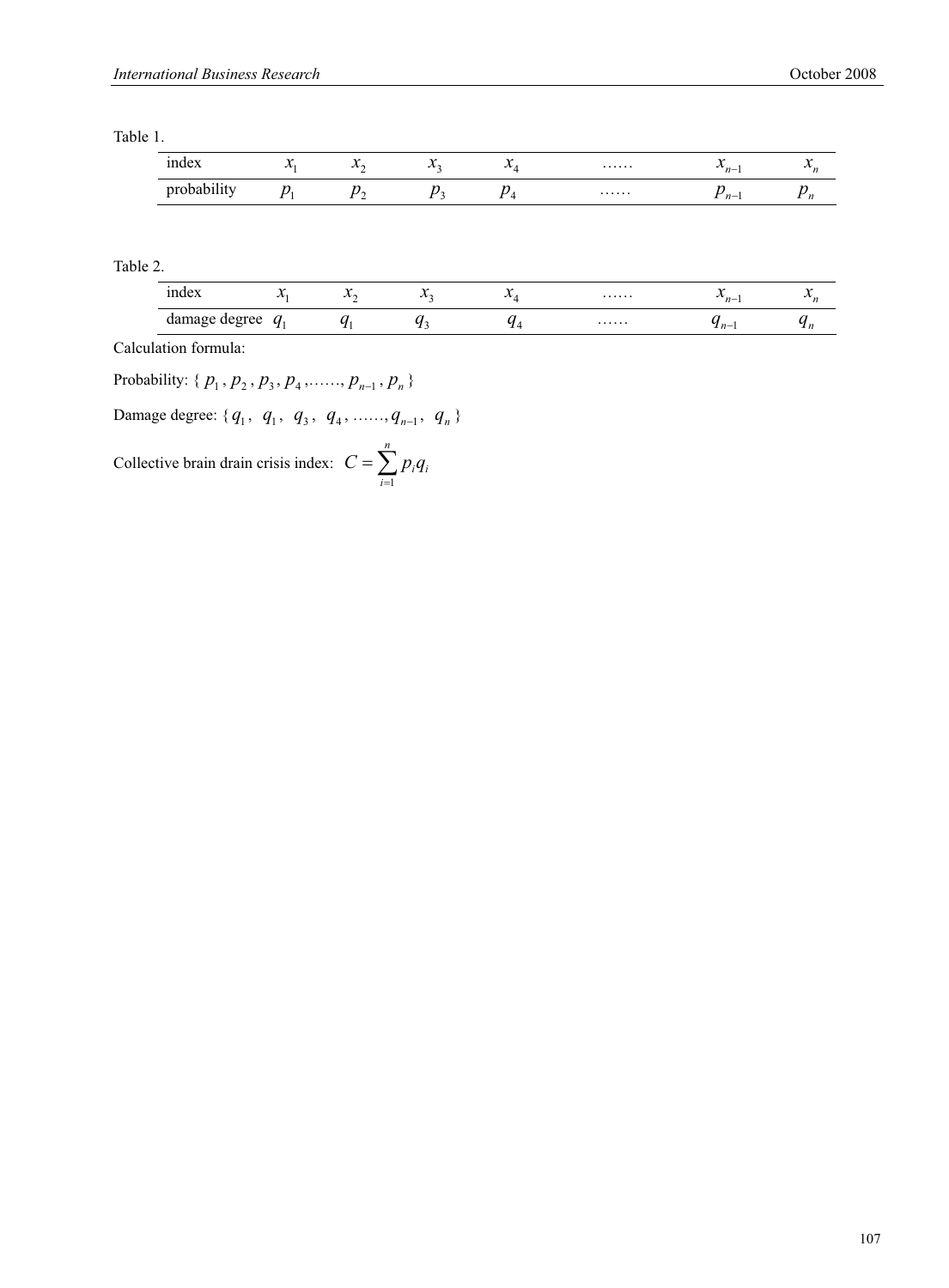Table 1.

| index | $x_1$ | $x_2$ | $x_3$ | $x_4$ | …… | $x_{n-1}$ | $x_n$ |
|---|---|---|---|---|---|---|---|
| probability | $p_1$ | $p_2$ | $p_3$ | $p_4$ | …… | $p_{n-1}$ | $p_n$ |

Table 2.

| index | $x_1$ | $x_2$ | $x_3$ | $x_4$ | …… | $x_{n-1}$ | $x_n$ |
|---|---|---|---|---|---|---|---|
| damage degree | $q_1$ | $q_1$ | $q_3$ | $q_4$ | …… | $q_{n-1}$ | $q_n$ |

Calculation formula:

Probability: { $p_1$ , $p_2$ , $p_3$ , $p_4$ ,……, $p_{n-1}$ , $p_n$ }

Damage degree: { $q_1$ , $q_1$ , $q_3$ , $q_4$ , ……, $q_{n-1}$ , $q_n$ }

Collective brain drain crisis index: $C = \sum_{i=1}^{n} p_i q_i$